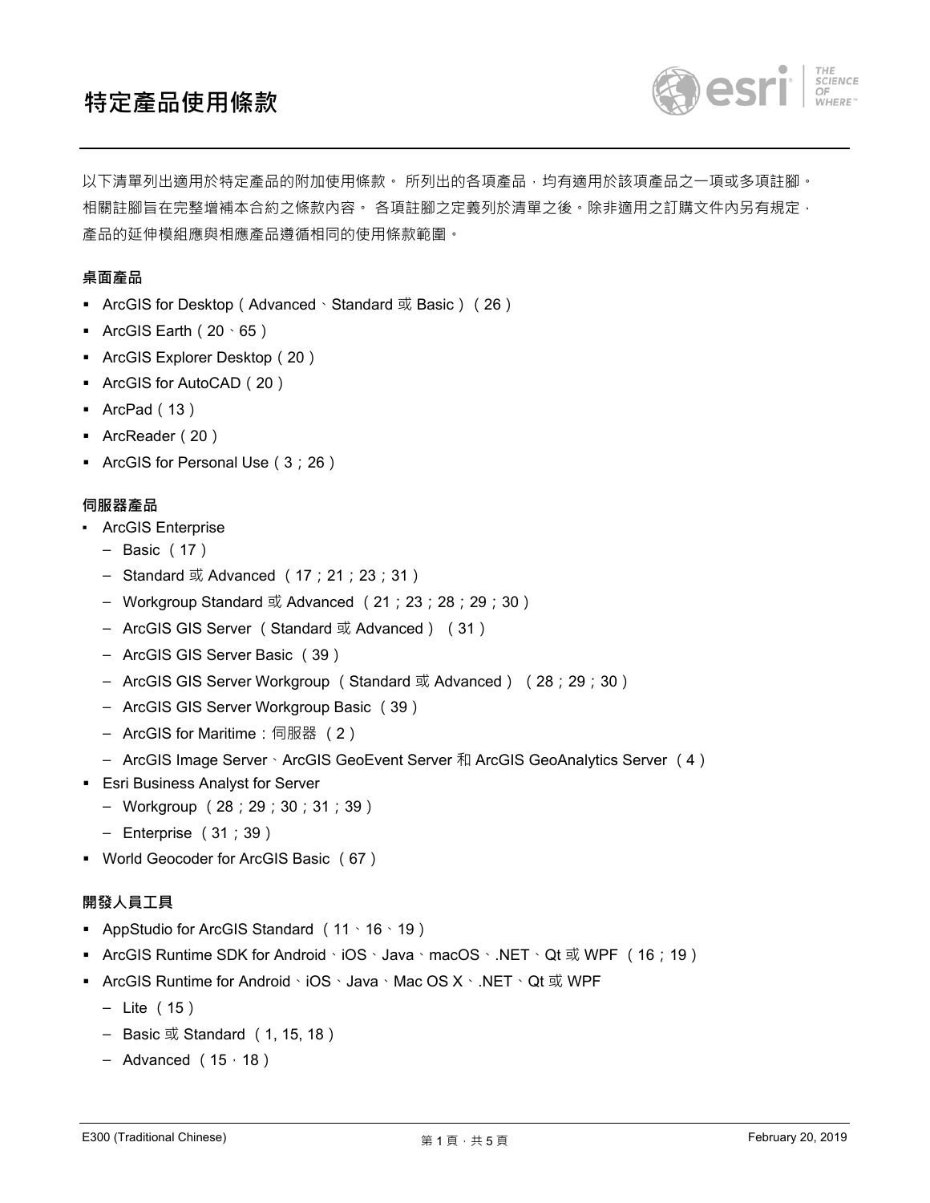# 特定產品使用條款

以下清單列出適用於特定產品的附加使用條款。 所列出的各項產品，均有適用於該項產品之一項或多項註腳。相關註腳旨在完整增補本合約之條款內容。 各項註腳之定義列於清單之後。除非適用之訂購文件內另有規定，產品的延伸模組應與相應產品遵循相同的使用條款範圍。

**桌面產品**

- ArcGIS for Desktop（Advanced、Standard 或 Basic）（26）
- ArcGIS Earth（20、65）
- ArcGIS Explorer Desktop（20）
- ArcGIS for AutoCAD（20）
- ArcPad（13）
- ArcReader（20）
- ArcGIS for Personal Use（3；26）

**伺服器產品**

- ArcGIS Enterprise
  - Basic （17）
  - Standard 或 Advanced （17；21；23；31）
  - Workgroup Standard 或 Advanced （21；23；28；29；30）
  - ArcGIS GIS Server （Standard 或 Advanced）（31）
  - ArcGIS GIS Server Basic （39）
  - ArcGIS GIS Server Workgroup （Standard 或 Advanced）（28；29；30）
  - ArcGIS GIS Server Workgroup Basic （39）
  - ArcGIS for Maritime：伺服器 （2）
  - ArcGIS Image Server、ArcGIS GeoEvent Server 和 ArcGIS GeoAnalytics Server （4）
- Esri Business Analyst for Server
  - Workgroup （28；29；30；31；39）
  - Enterprise （31；39）
- World Geocoder for ArcGIS Basic （67）

**開發人員工具**

- AppStudio for ArcGIS Standard （11、16、19）
- ArcGIS Runtime SDK for Android、iOS、Java、macOS、.NET、Qt 或 WPF （16；19）
- ArcGIS Runtime for Android、iOS、Java、Mac OS X、.NET、Qt 或 WPF
  - Lite （15）
  - Basic 或 Standard （1, 15, 18）
  - Advanced （15，18）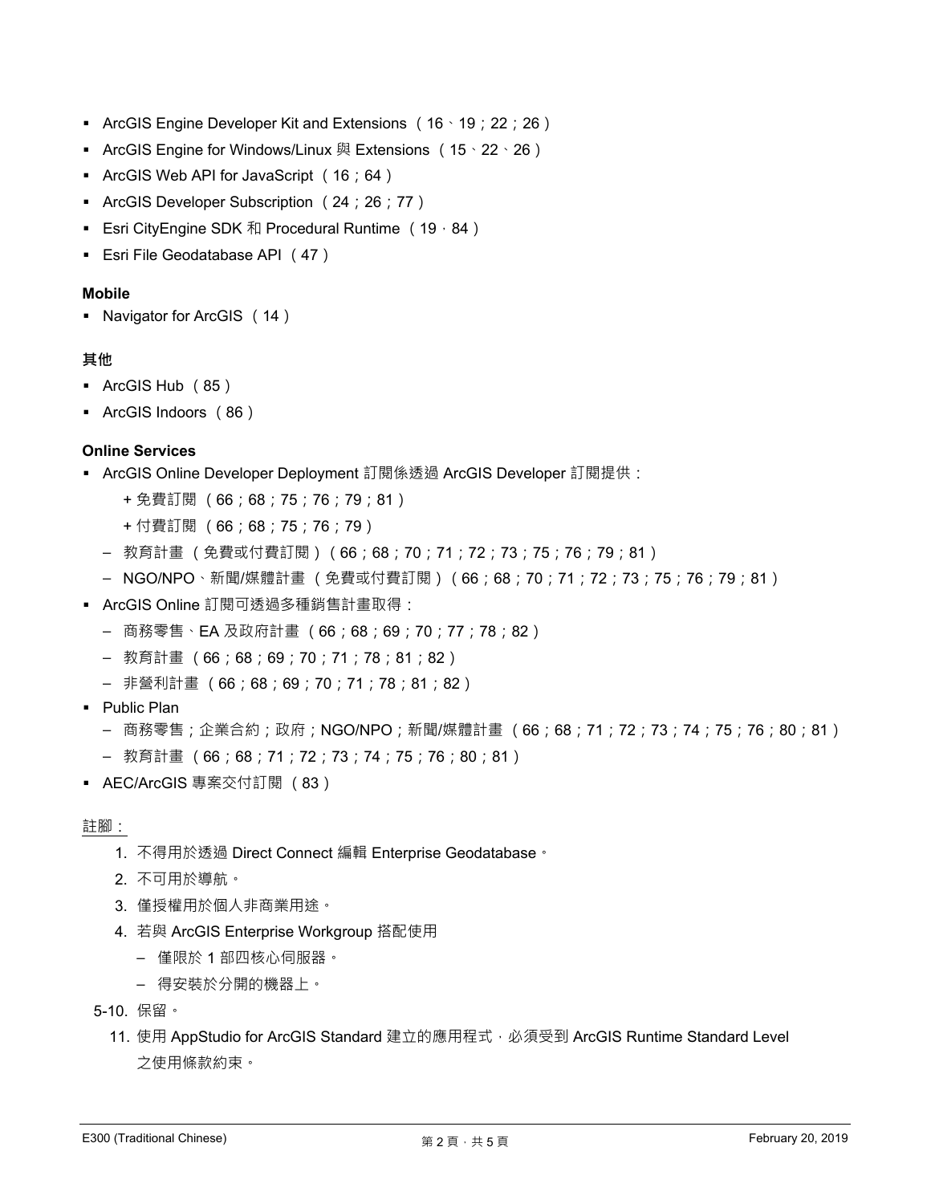- ArcGIS Engine Developer Kit and Extensions （16、19；22；26）
- ArcGIS Engine for Windows/Linux 與 Extensions （15、22、26）
- ArcGIS Web API for JavaScript（16；64）
- ArcGIS Developer Subscription（24；26；77）
- Esri CityEngine SDK 和 Procedural Runtime （19，84）
- Esri File Geodatabase API （47）

**Mobile**

- Navigator for ArcGIS （14）

**其他**

- ArcGIS Hub （85）
- ArcGIS Indoors （86）

**Online Services**

- ArcGIS Online Developer Deployment 訂閱係透過 ArcGIS Developer 訂閱提供：
  - + 免費訂閱 （66；68；75；76；79；81）
  - + 付費訂閱 （66；68；75；76；79）
  - – 教育計畫 （免費或付費訂閱）（66；68；70；71；72；73；75；76；79；81）
  - – NGO/NPO、新聞/媒體計畫 （免費或付費訂閱）（66；68；70；71；72；73；75；76；79；81）
- ArcGIS Online 訂閱可透過多種銷售計畫取得：
  - – 商務零售、EA 及政府計畫 （66；68；69；70；77；78；82）
  - – 教育計畫 （66；68；69；70；71；78；81；82）
  - – 非營利計畫 （66；68；69；70；71；78；81；82）
- Public Plan
  - – 商務零售；企業合約；政府；NGO/NPO；新聞/媒體計畫 （66；68；71；72；73；74；75；76；80；81）
  - – 教育計畫 （66；68；71；72；73；74；75；76；80；81）
- AEC/ArcGIS 專案交付訂閱 （83）

註腳：

1. 不得用於透過 Direct Connect 編輯 Enterprise Geodatabase。
2. 不可用於導航。
3. 僅授權用於個人非商業用途。
4. 若與 ArcGIS Enterprise Workgroup 搭配使用
   - – 僅限於 1 部四核心伺服器。
   - – 得安裝於分開的機器上。

5-10. 保留。

11. 使用 AppStudio for ArcGIS Standard 建立的應用程式，必須受到 ArcGIS Runtime Standard Level 之使用條款約束。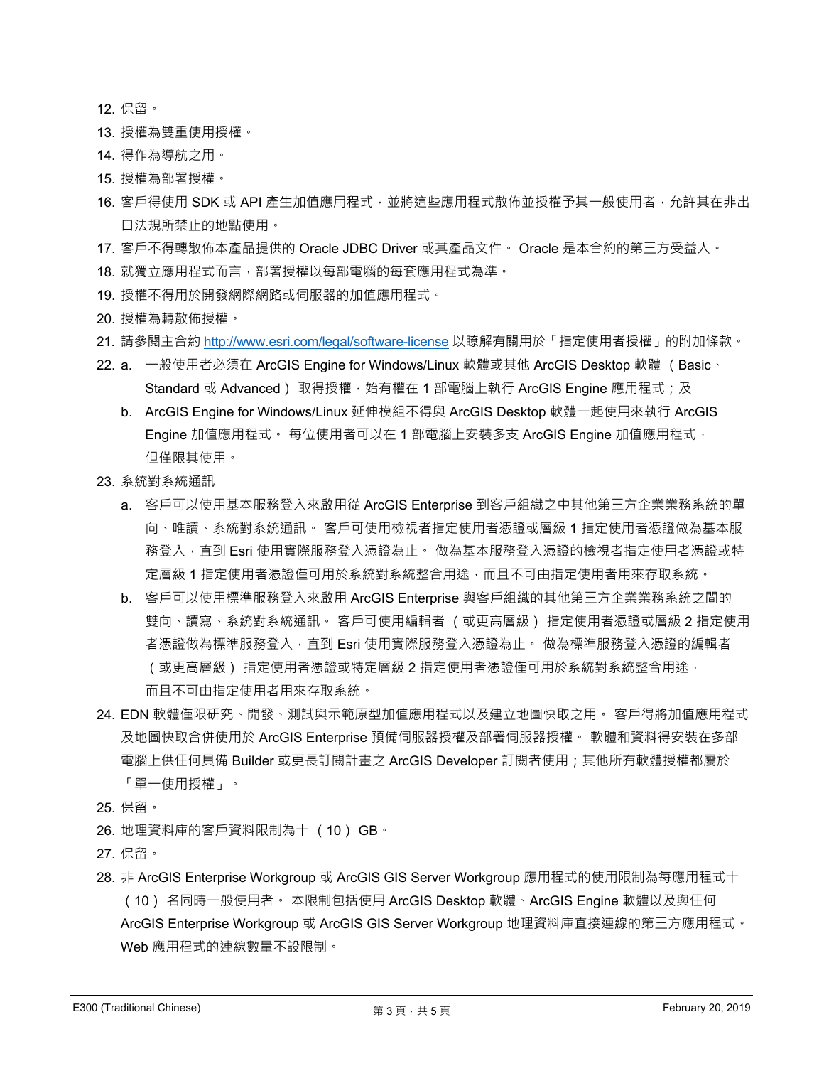12. 保留。
13. 授權為雙重使用授權。
14. 得作為導航之用。
15. 授權為部署授權。
16. 客戶得使用 SDK 或 API 產生加值應用程式，並將這些應用程式散佈並授權予其一般使用者，允許其在非出口法規所禁止的地點使用。
17. 客戶不得轉散佈本產品提供的 Oracle JDBC Driver 或其產品文件。 Oracle 是本合約的第三方受益人。
18. 就獨立應用程式而言，部署授權以每部電腦的每套應用程式為準。
19. 授權不得用於開發網際網路或伺服器的加值應用程式。
20. 授權為轉散佈授權。
21. 請參閱主合約 http://www.esri.com/legal/software-license 以瞭解有關用於「指定使用者授權」的附加條款。
22. a. 一般使用者必須在 ArcGIS Engine for Windows/Linux 軟體或其他 ArcGIS Desktop 軟體 （ Basic、Standard 或 Advanced ） 取得授權，始有權在 1 部電腦上執行 ArcGIS Engine 應用程式；及
    b. ArcGIS Engine for Windows/Linux 延伸模組不得與 ArcGIS Desktop 軟體一起使用來執行 ArcGIS Engine 加值應用程式。 每位使用者可以在 1 部電腦上安裝多支 ArcGIS Engine 加值應用程式，但僅限其使用。
23. <u>系統對系統通訊</u>
    a. 客戶可以使用基本服務登入來啟用從 ArcGIS Enterprise 到客戶組織之中其他第三方企業業務系統的單向、唯讀、系統對系統通訊。 客戶可使用檢視者指定使用者憑證或層級 1 指定使用者憑證做為基本服務登入，直到 Esri 使用實際服務登入憑證為止。 做為基本服務登入憑證的檢視者指定使用者憑證或特定層級 1 指定使用者憑證僅可用於系統對系統整合用途，而且不可由指定使用者用來存取系統。
    b. 客戶可以使用標準服務登入來啟用 ArcGIS Enterprise 與客戶組織的其他第三方企業業務系統之間的雙向、讀寫、系統對系統通訊。 客戶可使用編輯者 （ 或更高層級 ） 指定使用者憑證或層級 2 指定使用者憑證做為標準服務登入，直到 Esri 使用實際服務登入憑證為止。 做為標準服務登入憑證的編輯者 （ 或更高層級 ） 指定使用者憑證或特定層級 2 指定使用者憑證僅可用於系統對系統整合用途，而且不可由指定使用者用來存取系統。
24. EDN 軟體僅限研究、開發、測試與示範原型加值應用程式以及建立地圖快取之用。 客戶得將加值應用程式及地圖快取合併使用於 ArcGIS Enterprise 預備伺服器授權及部署伺服器授權。 軟體和資料得安裝在多部電腦上供任何具備 Builder 或更長訂閱計畫之 ArcGIS Developer 訂閱者使用；其他所有軟體授權都屬於「單一使用授權」。
25. 保留。
26. 地理資料庫的客戶資料限制為十 （ 10 ） GB。
27. 保留。
28. 非 ArcGIS Enterprise Workgroup 或 ArcGIS GIS Server Workgroup 應用程式的使用限制為每應用程式十 （ 10 ） 名同時一般使用者。 本限制包括使用 ArcGIS Desktop 軟體、ArcGIS Engine 軟體以及與任何 ArcGIS Enterprise Workgroup 或 ArcGIS GIS Server Workgroup 地理資料庫直接連線的第三方應用程式。Web 應用程式的連線數量不設限制。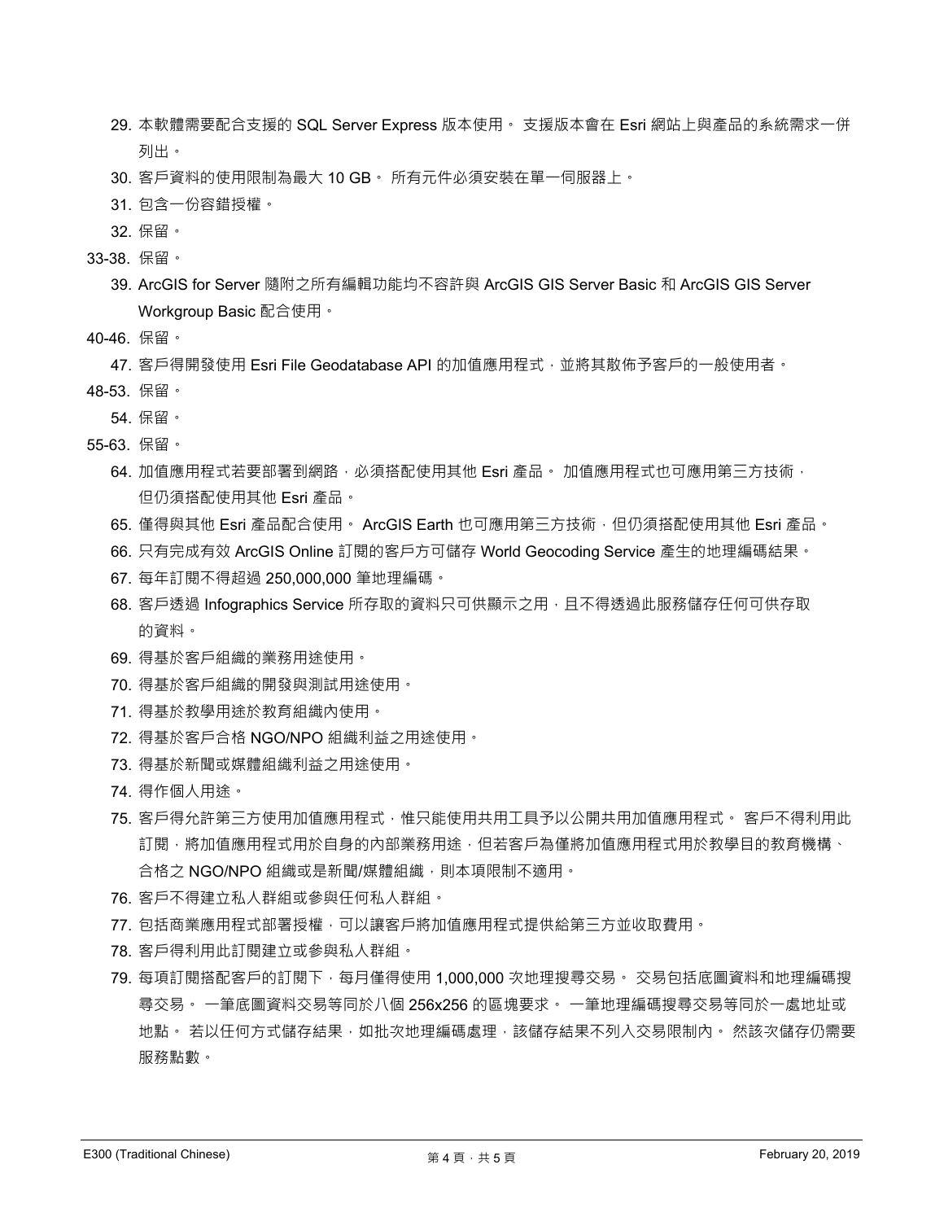29. 本軟體需要配合支援的 SQL Server Express 版本使用。 支援版本會在 Esri 網站上與產品的系統需求一併列出。
30. 客戶資料的使用限制為最大 10 GB。 所有元件必須安裝在單一伺服器上。
31. 包含一份容錯授權。
32. 保留。

33-38. 保留。

39. ArcGIS for Server 隨附之所有編輯功能均不容許與 ArcGIS GIS Server Basic 和 ArcGIS GIS Server Workgroup Basic 配合使用。

40-46. 保留。

47. 客戶得開發使用 Esri File Geodatabase API 的加值應用程式，並將其散佈予客戶的一般使用者。

48-53. 保留。

54. 保留。

55-63. 保留。

64. 加值應用程式若要部署到網路，必須搭配使用其他 Esri 產品。 加值應用程式也可應用第三方技術，但仍須搭配使用其他 Esri 產品。
65. 僅得與其他 Esri 產品配合使用。 ArcGIS Earth 也可應用第三方技術，但仍須搭配使用其他 Esri 產品。
66. 只有完成有效 ArcGIS Online 訂閱的客戶方可儲存 World Geocoding Service 產生的地理編碼結果。
67. 每年訂閱不得超過 250,000,000 筆地理編碼。
68. 客戶透過 Infographics Service 所存取的資料只可供顯示之用，且不得透過此服務儲存任何可供存取的資料。
69. 得基於客戶組織的業務用途使用。
70. 得基於客戶組織的開發與測試用途使用。
71. 得基於教學用途於教育組織內使用。
72. 得基於客戶合格 NGO/NPO 組織利益之用途使用。
73. 得基於新聞或媒體組織利益之用途使用。
74. 得作個人用途。
75. 客戶得允許第三方使用加值應用程式，惟只能使用共用工具予以公開共用加值應用程式。 客戶不得利用此訂閱，將加值應用程式用於自身的內部業務用途，但若客戶為僅將加值應用程式用於教學目的教育機構、合格之 NGO/NPO 組織或是新聞/媒體組織，則本項限制不適用。
76. 客戶不得建立私人群組或參與任何私人群組。
77. 包括商業應用程式部署授權，可以讓客戶將加值應用程式提供給第三方並收取費用。
78. 客戶得利用此訂閱建立或參與私人群組。
79. 每項訂閱搭配客戶的訂閱下，每月僅得使用 1,000,000 次地理搜尋交易。 交易包括底圖資料和地理編碼搜尋交易。 一筆底圖資料交易等同於八個 256x256 的區塊要求。 一筆地理編碼搜尋交易等同於一處地址或地點。 若以任何方式儲存結果，如批次地理編碼處理，該儲存結果不列入交易限制內。 然該次儲存仍需要服務點數。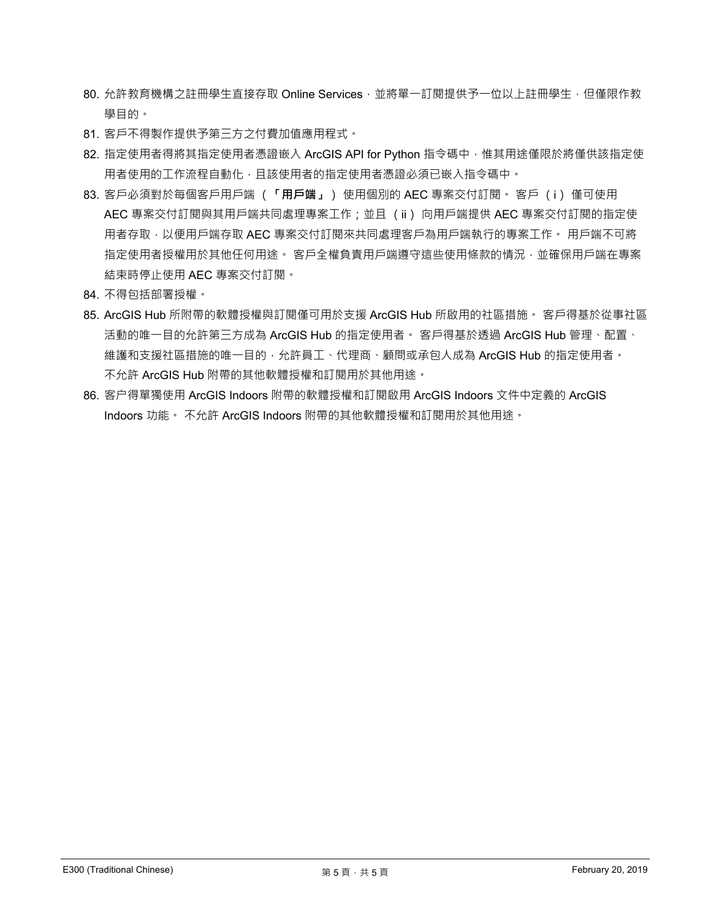80. 允許教育機構之註冊學生直接存取 Online Services，並將單一訂閱提供予一位以上註冊學生，但僅限作教學目的。
81. 客戶不得製作提供予第三方之付費加值應用程式。
82. 指定使用者得將其指定使用者憑證嵌入 ArcGIS API for Python 指令碼中，惟其用途僅限於將僅供該指定使用者使用的工作流程自動化，且該使用者的指定使用者憑證必須已嵌入指令碼中。
83. 客戶必須對於每個客戶用戶端（**「用戶端」**）使用個別的 AEC 專案交付訂閱。 客戶（i）僅可使用 AEC 專案交付訂閱與其用戶端共同處理專案工作；並且（ii）向用戶端提供 AEC 專案交付訂閱的指定使用者存取，以便用戶端存取 AEC 專案交付訂閱來共同處理客戶為用戶端執行的專案工作。 用戶端不可將指定使用者授權用於其他任何用途。 客戶全權負責用戶端遵守這些使用條款的情況，並確保用戶端在專案結束時停止使用 AEC 專案交付訂閱。
84. 不得包括部署授權。
85. ArcGIS Hub 所附帶的軟體授權與訂閱僅可用於支援 ArcGIS Hub 所啟用的社區措施。 客戶得基於從事社區活動的唯一目的允許第三方成為 ArcGIS Hub 的指定使用者。 客戶得基於透過 ArcGIS Hub 管理、配置、維護和支援社區措施的唯一目的，允許員工、代理商、顧問或承包人成為 ArcGIS Hub 的指定使用者。 不允許 ArcGIS Hub 附帶的其他軟體授權和訂閱用於其他用途。
86. 客户得單獨使用 ArcGIS Indoors 附帶的軟體授權和訂閱啟用 ArcGIS Indoors 文件中定義的 ArcGIS Indoors 功能。 不允許 ArcGIS Indoors 附帶的其他軟體授權和訂閱用於其他用途。